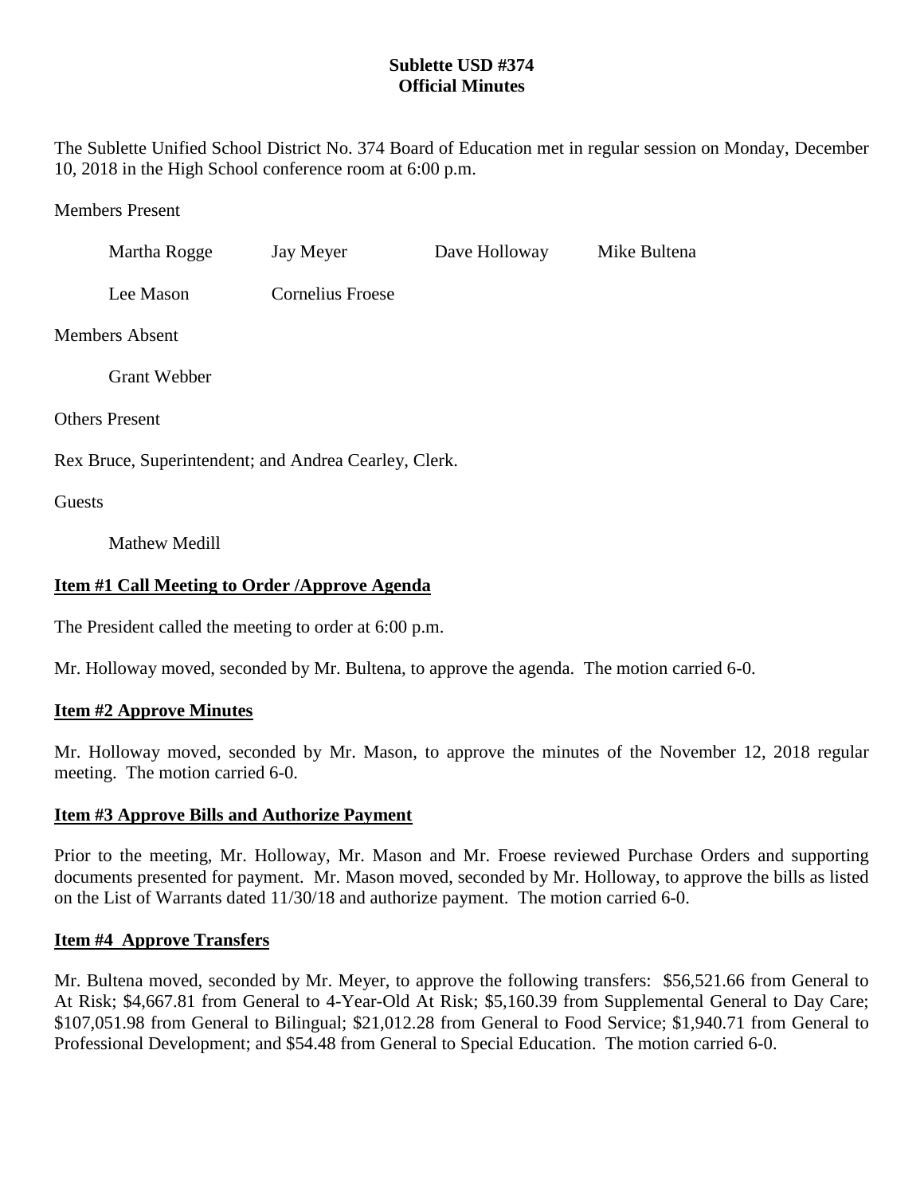**Sublette USD #374**
**Official Minutes**

The Sublette Unified School District No. 374 Board of Education met in regular session on Monday, December 10, 2018 in the High School conference room at 6:00 p.m.

Members Present

Martha Rogge    Jay Meyer    Dave Holloway    Mike Bultena

Lee Mason    Cornelius Froese

Members Absent

Grant Webber

Others Present

Rex Bruce, Superintendent; and Andrea Cearley, Clerk.

Guests

Mathew Medill

## Item #1 Call Meeting to Order /Approve Agenda

The President called the meeting to order at 6:00 p.m.

Mr. Holloway moved, seconded by Mr. Bultena, to approve the agenda. The motion carried 6-0.

## Item #2 Approve Minutes

Mr. Holloway moved, seconded by Mr. Mason, to approve the minutes of the November 12, 2018 regular meeting. The motion carried 6-0.

## Item #3 Approve Bills and Authorize Payment

Prior to the meeting, Mr. Holloway, Mr. Mason and Mr. Froese reviewed Purchase Orders and supporting documents presented for payment. Mr. Mason moved, seconded by Mr. Holloway, to approve the bills as listed on the List of Warrants dated 11/30/18 and authorize payment. The motion carried 6-0.

## Item #4 Approve Transfers

Mr. Bultena moved, seconded by Mr. Meyer, to approve the following transfers: $56,521.66 from General to At Risk; $4,667.81 from General to 4-Year-Old At Risk; $5,160.39 from Supplemental General to Day Care; $107,051.98 from General to Bilingual; $21,012.28 from General to Food Service; $1,940.71 from General to Professional Development; and $54.48 from General to Special Education. The motion carried 6-0.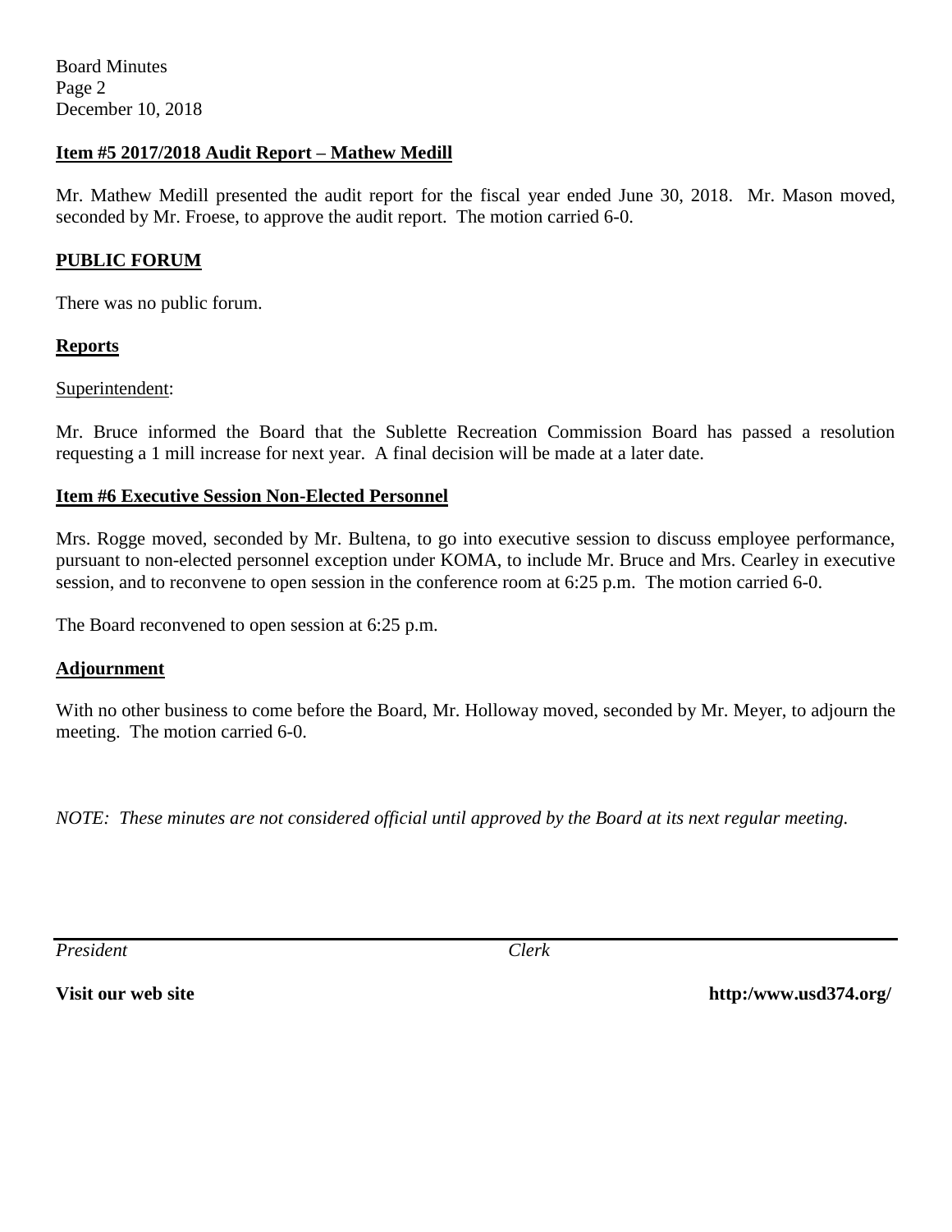**Item #5 2017/2018 Audit Report – Mathew Medill**

Mr. Mathew Medill presented the audit report for the fiscal year ended June 30, 2018. Mr. Mason moved, seconded by Mr. Froese, to approve the audit report. The motion carried 6-0.

**PUBLIC FORUM**

There was no public forum.

**Reports**

Superintendent:

Mr. Bruce informed the Board that the Sublette Recreation Commission Board has passed a resolution requesting a 1 mill increase for next year. A final decision will be made at a later date.

**Item #6 Executive Session Non-Elected Personnel**

Mrs. Rogge moved, seconded by Mr. Bultena, to go into executive session to discuss employee performance, pursuant to non-elected personnel exception under KOMA, to include Mr. Bruce and Mrs. Cearley in executive session, and to reconvene to open session in the conference room at 6:25 p.m. The motion carried 6-0.

The Board reconvened to open session at 6:25 p.m.

**Adjournment**

With no other business to come before the Board, Mr. Holloway moved, seconded by Mr. Meyer, to adjourn the meeting. The motion carried 6-0.

*NOTE: These minutes are not considered official until approved by the Board at its next regular meeting.*

*President* *Clerk*

**Visit our web site** **http:/www.usd374.org/**